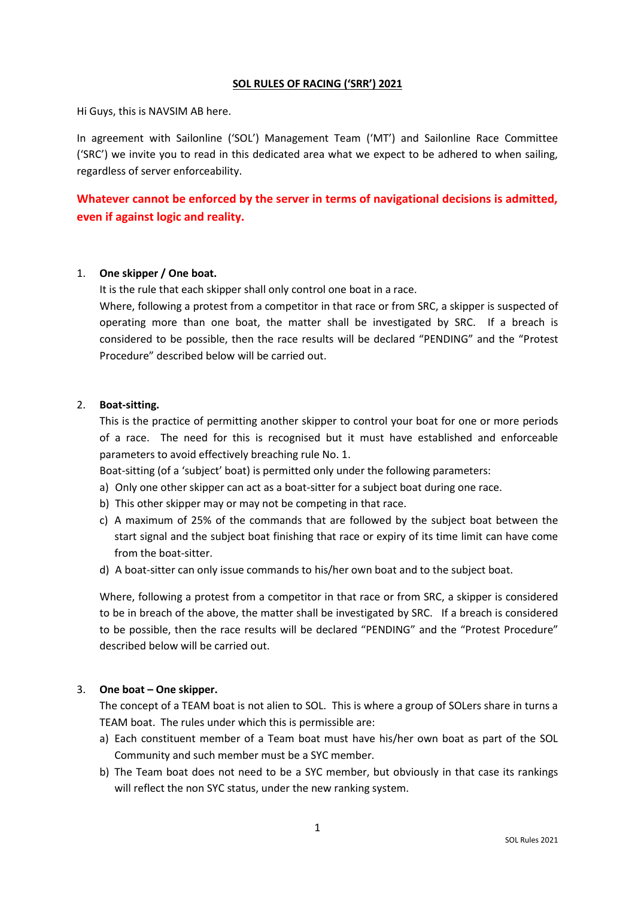# SOL RULES OF RACING ('SRR') 2021

Hi Guys, this is NAVSIM AB here.

In agreement with Sailonline ('SOL') Management Team ('MT') and Sailonline Race Committee ('SRC') we invite you to read in this dedicated area what we expect to be adhered to when sailing, regardless of server enforceability.

**Whatever cannot be enforced by the server in terms of navigational decisions is admitted, even if against logic and reality.**

1. **One skipper / One boat.**

   It is the rule that each skipper shall only control one boat in a race.

   Where, following a protest from a competitor in that race or from SRC, a skipper is suspected of operating more than one boat, the matter shall be investigated by SRC. If a breach is considered to be possible, then the race results will be declared "PENDING" and the "Protest Procedure" described below will be carried out.

2. **Boat-sitting.**

   This is the practice of permitting another skipper to control your boat for one or more periods of a race. The need for this is recognised but it must have established and enforceable parameters to avoid effectively breaching rule No. 1.

   Boat-sitting (of a 'subject' boat) is permitted only under the following parameters:

   a) Only one other skipper can act as a boat-sitter for a subject boat during one race.
   b) This other skipper may or may not be competing in that race.
   c) A maximum of 25% of the commands that are followed by the subject boat between the start signal and the subject boat finishing that race or expiry of its time limit can have come from the boat-sitter.
   d) A boat-sitter can only issue commands to his/her own boat and to the subject boat.

   Where, following a protest from a competitor in that race or from SRC, a skipper is considered to be in breach of the above, the matter shall be investigated by SRC. If a breach is considered to be possible, then the race results will be declared "PENDING" and the "Protest Procedure" described below will be carried out.

3. **One boat – One skipper.**

   The concept of a TEAM boat is not alien to SOL. This is where a group of SOLers share in turns a TEAM boat. The rules under which this is permissible are:

   a) Each constituent member of a Team boat must have his/her own boat as part of the SOL Community and such member must be a SYC member.
   b) The Team boat does not need to be a SYC member, but obviously in that case its rankings will reflect the non SYC status, under the new ranking system.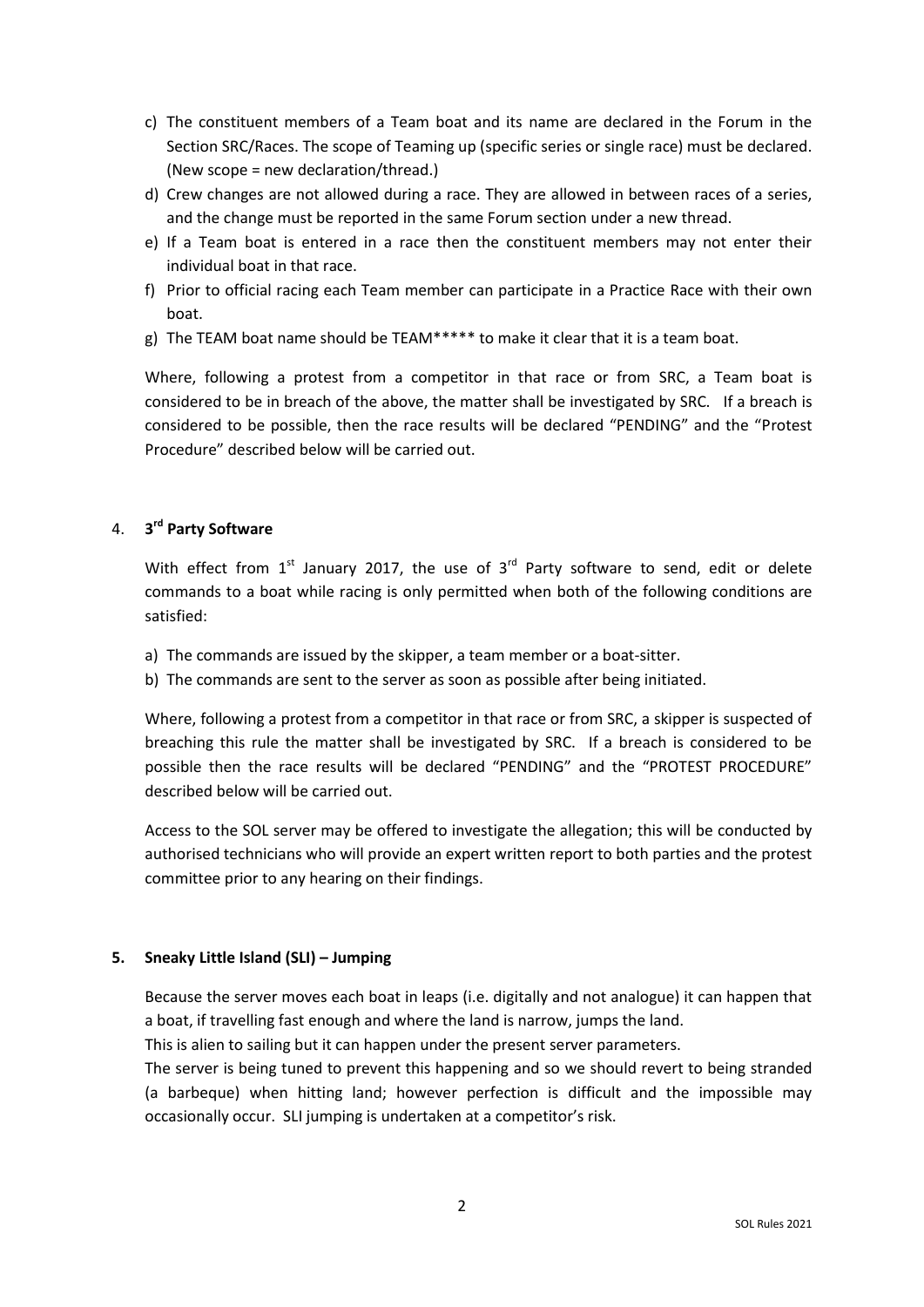c) The constituent members of a Team boat and its name are declared in the Forum in the Section SRC/Races. The scope of Teaming up (specific series or single race) must be declared. (New scope = new declaration/thread.)
d) Crew changes are not allowed during a race. They are allowed in between races of a series, and the change must be reported in the same Forum section under a new thread.
e) If a Team boat is entered in a race then the constituent members may not enter their individual boat in that race.
f) Prior to official racing each Team member can participate in a Practice Race with their own boat.
g) The TEAM boat name should be TEAM***** to make it clear that it is a team boat.

Where, following a protest from a competitor in that race or from SRC, a Team boat is considered to be in breach of the above, the matter shall be investigated by SRC. If a breach is considered to be possible, then the race results will be declared "PENDING" and the "Protest Procedure" described below will be carried out.

## 4. 3rd Party Software

With effect from 1st January 2017, the use of 3rd Party software to send, edit or delete commands to a boat while racing is only permitted when both of the following conditions are satisfied:

a) The commands are issued by the skipper, a team member or a boat-sitter.
b) The commands are sent to the server as soon as possible after being initiated.

Where, following a protest from a competitor in that race or from SRC, a skipper is suspected of breaching this rule the matter shall be investigated by SRC. If a breach is considered to be possible then the race results will be declared "PENDING" and the "PROTEST PROCEDURE" described below will be carried out.

Access to the SOL server may be offered to investigate the allegation; this will be conducted by authorised technicians who will provide an expert written report to both parties and the protest committee prior to any hearing on their findings.

## 5. Sneaky Little Island (SLI) – Jumping

Because the server moves each boat in leaps (i.e. digitally and not analogue) it can happen that a boat, if travelling fast enough and where the land is narrow, jumps the land.
This is alien to sailing but it can happen under the present server parameters.
The server is being tuned to prevent this happening and so we should revert to being stranded (a barbeque) when hitting land; however perfection is difficult and the impossible may occasionally occur. SLI jumping is undertaken at a competitor's risk.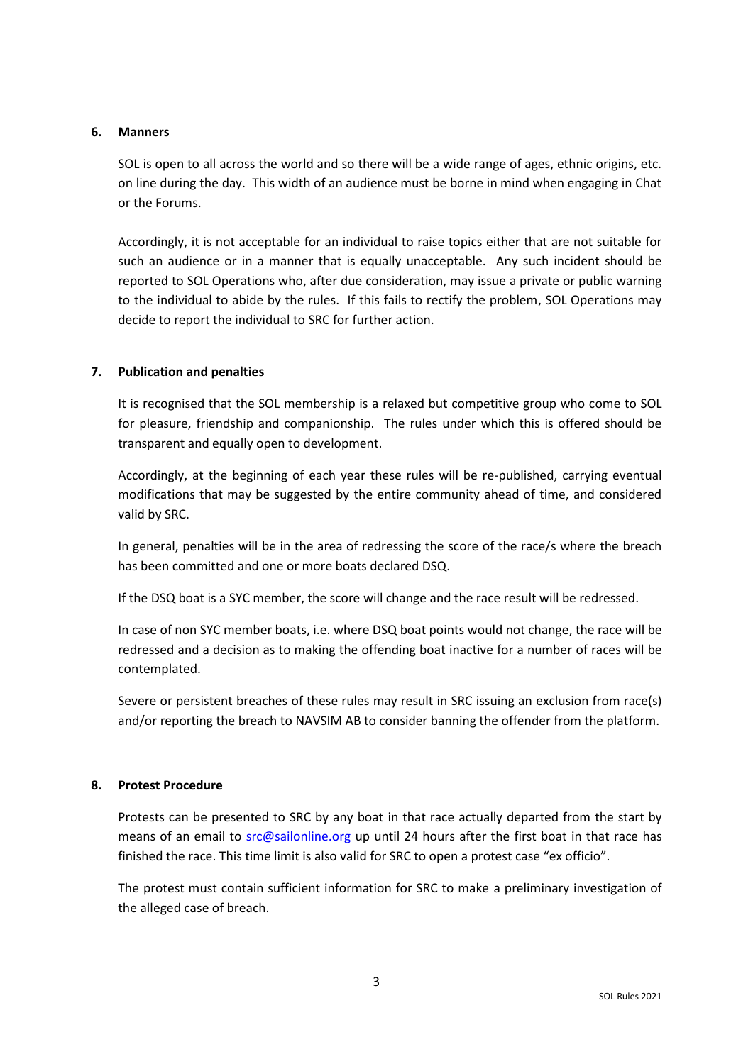## 6. Manners

SOL is open to all across the world and so there will be a wide range of ages, ethnic origins, etc. on line during the day. This width of an audience must be borne in mind when engaging in Chat or the Forums.

Accordingly, it is not acceptable for an individual to raise topics either that are not suitable for such an audience or in a manner that is equally unacceptable. Any such incident should be reported to SOL Operations who, after due consideration, may issue a private or public warning to the individual to abide by the rules. If this fails to rectify the problem, SOL Operations may decide to report the individual to SRC for further action.

## 7. Publication and penalties

It is recognised that the SOL membership is a relaxed but competitive group who come to SOL for pleasure, friendship and companionship. The rules under which this is offered should be transparent and equally open to development.

Accordingly, at the beginning of each year these rules will be re-published, carrying eventual modifications that may be suggested by the entire community ahead of time, and considered valid by SRC.

In general, penalties will be in the area of redressing the score of the race/s where the breach has been committed and one or more boats declared DSQ.

If the DSQ boat is a SYC member, the score will change and the race result will be redressed.

In case of non SYC member boats, i.e. where DSQ boat points would not change, the race will be redressed and a decision as to making the offending boat inactive for a number of races will be contemplated.

Severe or persistent breaches of these rules may result in SRC issuing an exclusion from race(s) and/or reporting the breach to NAVSIM AB to consider banning the offender from the platform.

## 8. Protest Procedure

Protests can be presented to SRC by any boat in that race actually departed from the start by means of an email to [src@sailonline.org](mailto:src@sailonline.org) up until 24 hours after the first boat in that race has finished the race. This time limit is also valid for SRC to open a protest case "ex officio".

The protest must contain sufficient information for SRC to make a preliminary investigation of the alleged case of breach.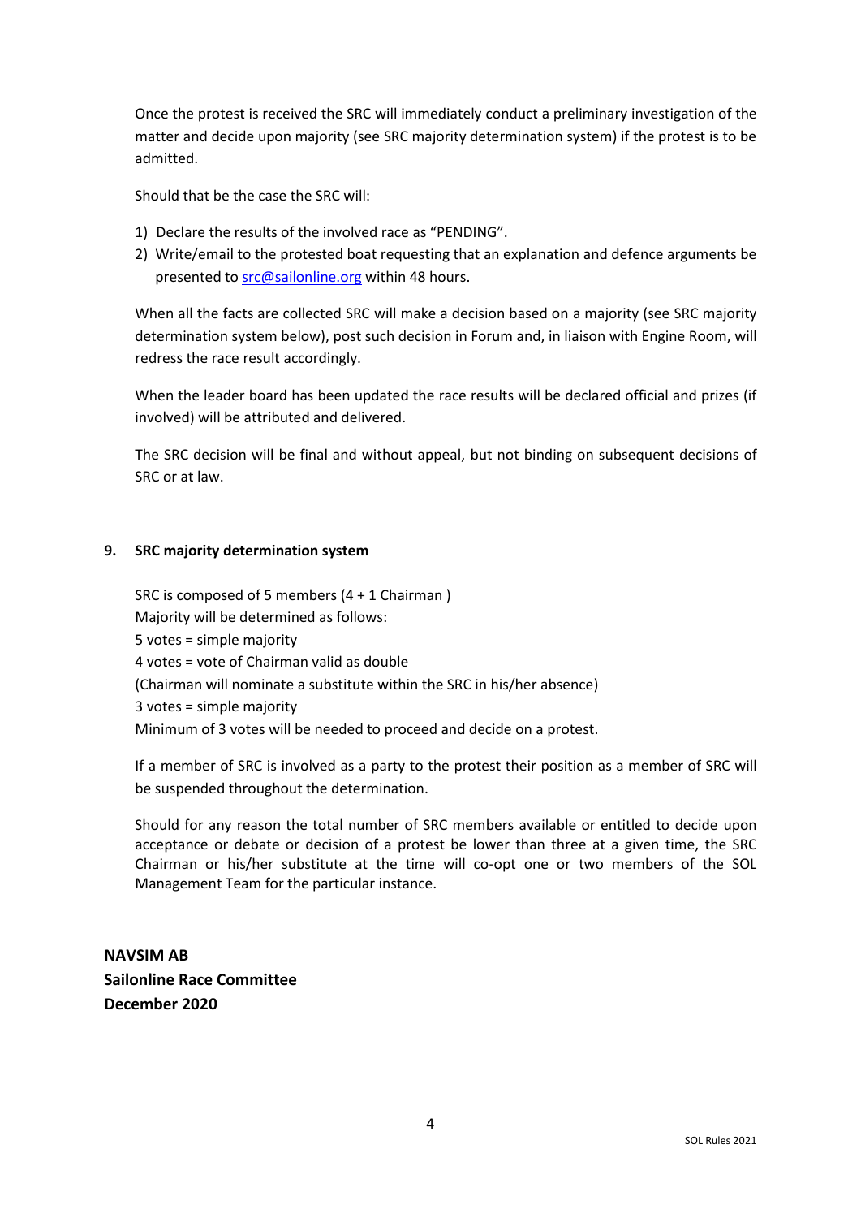Once the protest is received the SRC will immediately conduct a preliminary investigation of the matter and decide upon majority (see SRC majority determination system) if the protest is to be admitted.

Should that be the case the SRC will:

1) Declare the results of the involved race as "PENDING".
2) Write/email to the protested boat requesting that an explanation and defence arguments be presented to src@sailonline.org within 48 hours.

When all the facts are collected SRC will make a decision based on a majority (see SRC majority determination system below), post such decision in Forum and, in liaison with Engine Room, will redress the race result accordingly.

When the leader board has been updated the race results will be declared official and prizes (if involved) will be attributed and delivered.

The SRC decision will be final and without appeal, but not binding on subsequent decisions of SRC or at law.

## 9. SRC majority determination system

SRC is composed of 5 members (4 + 1 Chairman )
Majority will be determined as follows:
5 votes = simple majority
4 votes = vote of Chairman valid as double
(Chairman will nominate a substitute within the SRC in his/her absence)
3 votes = simple majority
Minimum of 3 votes will be needed to proceed and decide on a protest.

If a member of SRC is involved as a party to the protest their position as a member of SRC will be suspended throughout the determination.

Should for any reason the total number of SRC members available or entitled to decide upon acceptance or debate or decision of a protest be lower than three at a given time, the SRC Chairman or his/her substitute at the time will co-opt one or two members of the SOL Management Team for the particular instance.

**NAVSIM AB**
**Sailonline Race Committee**
**December 2020**